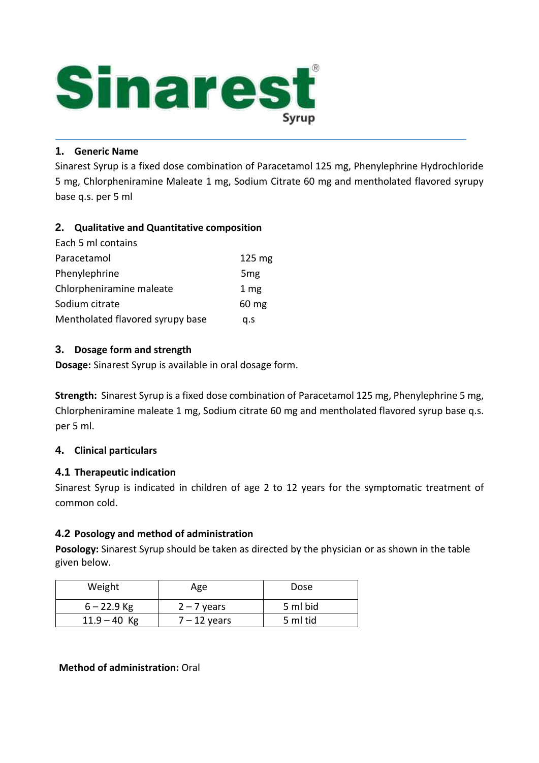# Sinarest®

Syrup

## 1. Generic Name

Sinarest Syrup is a fixed dose combination of Paracetamol 125 mg, Phenylephrine Hydrochloride 5 mg, Chlorpheniramine Maleate 1 mg, Sodium Citrate 60 mg and mentholated flavored syrupy base q.s. per 5 ml

## 2. Qualitative and Quantitative composition

Each 5 ml contains

| | |
|---|---|
| Paracetamol | 125 mg |
| Phenylephrine | 5mg |
| Chlorpheniramine maleate | 1 mg |
| Sodium citrate | 60 mg |
| Mentholated flavored syrupy base | q.s |

## 3. Dosage form and strength

**Dosage:** Sinarest Syrup is available in oral dosage form.

**Strength:** Sinarest Syrup is a fixed dose combination of Paracetamol 125 mg, Phenylephrine 5 mg, Chlorpheniramine maleate 1 mg, Sodium citrate 60 mg and mentholated flavored syrup base q.s. per 5 ml.

## 4. Clinical particulars

### 4.1 Therapeutic indication

Sinarest Syrup is indicated in children of age 2 to 12 years for the symptomatic treatment of common cold.

### 4.2 Posology and method of administration

**Posology:** Sinarest Syrup should be taken as directed by the physician or as shown in the table given below.

| Weight | Age | Dose |
|---|---|---|
| 6 – 22.9 Kg | 2 – 7 years | 5 ml bid |
| 11.9 – 40 Kg | 7 – 12 years | 5 ml tid |

**Method of administration:** Oral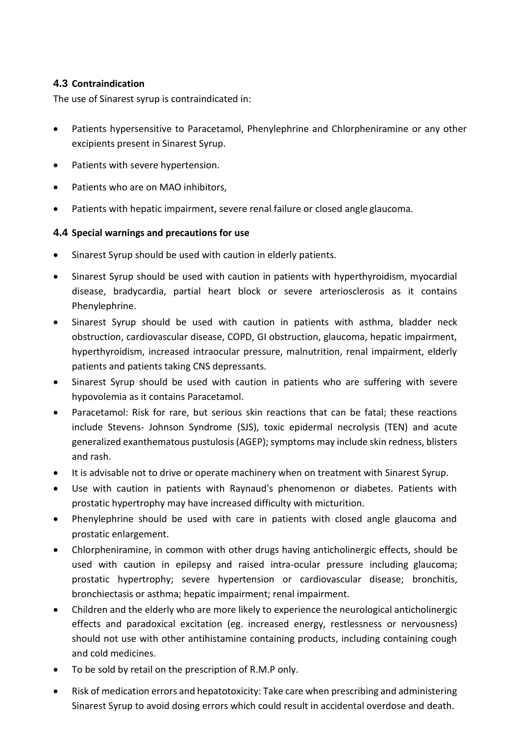### 4.3 Contraindication

The use of Sinarest syrup is contraindicated in:

- Patients hypersensitive to Paracetamol, Phenylephrine and Chlorpheniramine or any other excipients present in Sinarest Syrup.
- Patients with severe hypertension.
- Patients who are on MAO inhibitors,
- Patients with hepatic impairment, severe renal failure or closed angle glaucoma.

### 4.4 Special warnings and precautions for use

- Sinarest Syrup should be used with caution in elderly patients.
- Sinarest Syrup should be used with caution in patients with hyperthyroidism, myocardial disease, bradycardia, partial heart block or severe arteriosclerosis as it contains Phenylephrine.
- Sinarest Syrup should be used with caution in patients with asthma, bladder neck obstruction, cardiovascular disease, COPD, GI obstruction, glaucoma, hepatic impairment, hyperthyroidism, increased intraocular pressure, malnutrition, renal impairment, elderly patients and patients taking CNS depressants.
- Sinarest Syrup should be used with caution in patients who are suffering with severe hypovolemia as it contains Paracetamol.
- Paracetamol: Risk for rare, but serious skin reactions that can be fatal; these reactions include Stevens- Johnson Syndrome (SJS), toxic epidermal necrolysis (TEN) and acute generalized exanthematous pustulosis (AGEP); symptoms may include skin redness, blisters and rash.
- It is advisable not to drive or operate machinery when on treatment with Sinarest Syrup.
- Use with caution in patients with Raynaud's phenomenon or diabetes. Patients with prostatic hypertrophy may have increased difficulty with micturition.
- Phenylephrine should be used with care in patients with closed angle glaucoma and prostatic enlargement.
- Chlorpheniramine, in common with other drugs having anticholinergic effects, should be used with caution in epilepsy and raised intra-ocular pressure including glaucoma; prostatic hypertrophy; severe hypertension or cardiovascular disease; bronchitis, bronchiectasis or asthma; hepatic impairment; renal impairment.
- Children and the elderly who are more likely to experience the neurological anticholinergic effects and paradoxical excitation (eg. increased energy, restlessness or nervousness) should not use with other antihistamine containing products, including containing cough and cold medicines.
- To be sold by retail on the prescription of R.M.P only.
- Risk of medication errors and hepatotoxicity: Take care when prescribing and administering Sinarest Syrup to avoid dosing errors which could result in accidental overdose and death.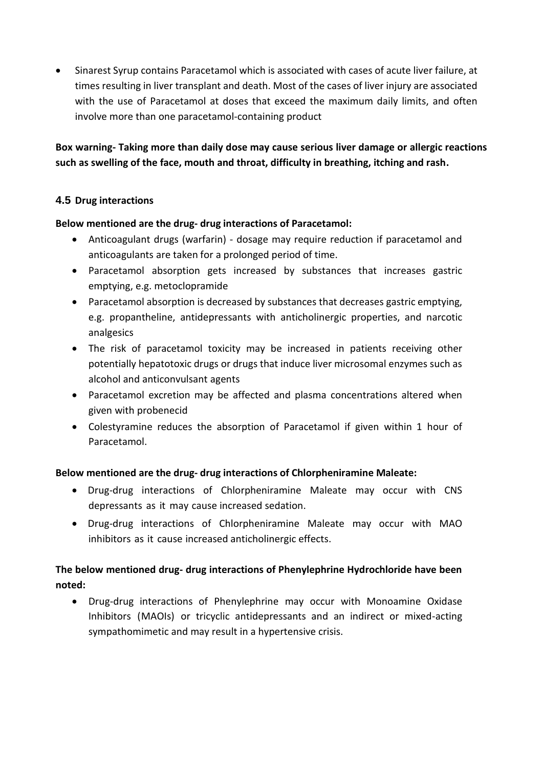- Sinarest Syrup contains Paracetamol which is associated with cases of acute liver failure, at times resulting in liver transplant and death. Most of the cases of liver injury are associated with the use of Paracetamol at doses that exceed the maximum daily limits, and often involve more than one paracetamol-containing product

**Box warning- Taking more than daily dose may cause serious liver damage or allergic reactions such as swelling of the face, mouth and throat, difficulty in breathing, itching and rash.**

### 4.5 Drug interactions

**Below mentioned are the drug- drug interactions of Paracetamol:**

- Anticoagulant drugs (warfarin) - dosage may require reduction if paracetamol and anticoagulants are taken for a prolonged period of time.
- Paracetamol absorption gets increased by substances that increases gastric emptying, e.g. metoclopramide
- Paracetamol absorption is decreased by substances that decreases gastric emptying, e.g. propantheline, antidepressants with anticholinergic properties, and narcotic analgesics
- The risk of paracetamol toxicity may be increased in patients receiving other potentially hepatotoxic drugs or drugs that induce liver microsomal enzymes such as alcohol and anticonvulsant agents
- Paracetamol excretion may be affected and plasma concentrations altered when given with probenecid
- Colestyramine reduces the absorption of Paracetamol if given within 1 hour of Paracetamol.

**Below mentioned are the drug- drug interactions of Chlorpheniramine Maleate:**

- Drug-drug interactions of Chlorpheniramine Maleate may occur with CNS depressants as it may cause increased sedation.
- Drug-drug interactions of Chlorpheniramine Maleate may occur with MAO inhibitors as it cause increased anticholinergic effects.

**The below mentioned drug- drug interactions of Phenylephrine Hydrochloride have been noted:**

- Drug-drug interactions of Phenylephrine may occur with Monoamine Oxidase Inhibitors (MAOIs) or tricyclic antidepressants and an indirect or mixed-acting sympathomimetic and may result in a hypertensive crisis.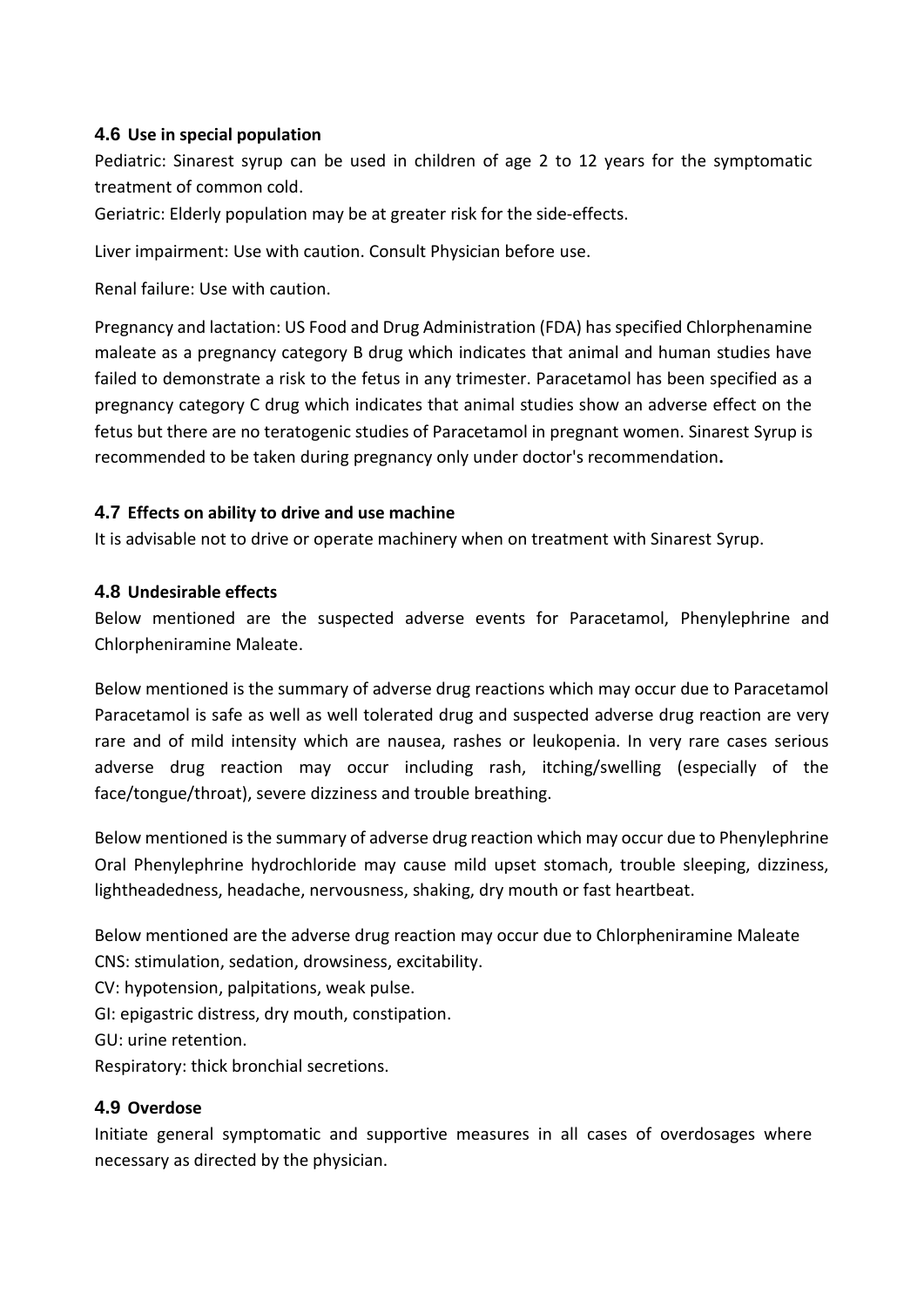### 4.6 Use in special population

Pediatric: Sinarest syrup can be used in children of age 2 to 12 years for the symptomatic treatment of common cold.

Geriatric: Elderly population may be at greater risk for the side-effects.

Liver impairment: Use with caution. Consult Physician before use.

Renal failure: Use with caution.

Pregnancy and lactation: US Food and Drug Administration (FDA) has specified Chlorphenamine maleate as a pregnancy category B drug which indicates that animal and human studies have failed to demonstrate a risk to the fetus in any trimester. Paracetamol has been specified as a pregnancy category C drug which indicates that animal studies show an adverse effect on the fetus but there are no teratogenic studies of Paracetamol in pregnant women. Sinarest Syrup is recommended to be taken during pregnancy only under doctor's recommendation**.**

### 4.7 Effects on ability to drive and use machine

It is advisable not to drive or operate machinery when on treatment with Sinarest Syrup.

### 4.8 Undesirable effects

Below mentioned are the suspected adverse events for Paracetamol, Phenylephrine and Chlorpheniramine Maleate.

Below mentioned is the summary of adverse drug reactions which may occur due to Paracetamol Paracetamol is safe as well as well tolerated drug and suspected adverse drug reaction are very rare and of mild intensity which are nausea, rashes or leukopenia. In very rare cases serious adverse drug reaction may occur including rash, itching/swelling (especially of the face/tongue/throat), severe dizziness and trouble breathing.

Below mentioned is the summary of adverse drug reaction which may occur due to Phenylephrine Oral Phenylephrine hydrochloride may cause mild upset stomach, trouble sleeping, dizziness, lightheadedness, headache, nervousness, shaking, dry mouth or fast heartbeat.

Below mentioned are the adverse drug reaction may occur due to Chlorpheniramine Maleate
CNS: stimulation, sedation, drowsiness, excitability.
CV: hypotension, palpitations, weak pulse.
GI: epigastric distress, dry mouth, constipation.
GU: urine retention.
Respiratory: thick bronchial secretions.

### 4.9 Overdose

Initiate general symptomatic and supportive measures in all cases of overdosages where necessary as directed by the physician.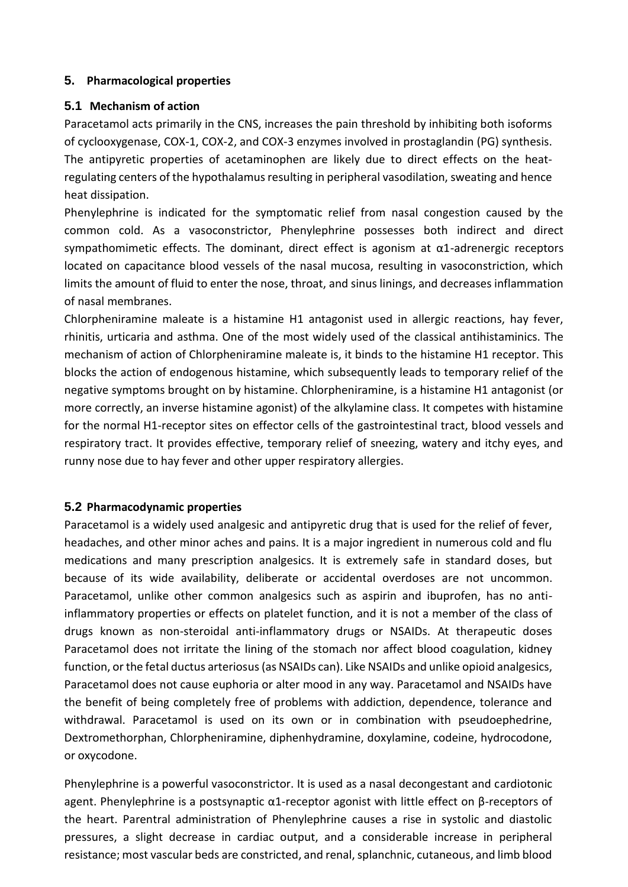## 5. Pharmacological properties

### 5.1 Mechanism of action

Paracetamol acts primarily in the CNS, increases the pain threshold by inhibiting both isoforms of cyclooxygenase, COX-1, COX-2, and COX-3 enzymes involved in prostaglandin (PG) synthesis. The antipyretic properties of acetaminophen are likely due to direct effects on the heat-regulating centers of the hypothalamus resulting in peripheral vasodilation, sweating and hence heat dissipation.

Phenylephrine is indicated for the symptomatic relief from nasal congestion caused by the common cold. As a vasoconstrictor, Phenylephrine possesses both indirect and direct sympathomimetic effects. The dominant, direct effect is agonism at α1-adrenergic receptors located on capacitance blood vessels of the nasal mucosa, resulting in vasoconstriction, which limits the amount of fluid to enter the nose, throat, and sinus linings, and decreases inflammation of nasal membranes.

Chlorpheniramine maleate is a histamine H1 antagonist used in allergic reactions, hay fever, rhinitis, urticaria and asthma. One of the most widely used of the classical antihistaminics. The mechanism of action of Chlorpheniramine maleate is, it binds to the histamine H1 receptor. This blocks the action of endogenous histamine, which subsequently leads to temporary relief of the negative symptoms brought on by histamine. Chlorpheniramine, is a histamine H1 antagonist (or more correctly, an inverse histamine agonist) of the alkylamine class. It competes with histamine for the normal H1-receptor sites on effector cells of the gastrointestinal tract, blood vessels and respiratory tract. It provides effective, temporary relief of sneezing, watery and itchy eyes, and runny nose due to hay fever and other upper respiratory allergies.

### 5.2 Pharmacodynamic properties

Paracetamol is a widely used analgesic and antipyretic drug that is used for the relief of fever, headaches, and other minor aches and pains. It is a major ingredient in numerous cold and flu medications and many prescription analgesics. It is extremely safe in standard doses, but because of its wide availability, deliberate or accidental overdoses are not uncommon. Paracetamol, unlike other common analgesics such as aspirin and ibuprofen, has no anti-inflammatory properties or effects on platelet function, and it is not a member of the class of drugs known as non-steroidal anti-inflammatory drugs or NSAIDs. At therapeutic doses Paracetamol does not irritate the lining of the stomach nor affect blood coagulation, kidney function, or the fetal ductus arteriosus (as NSAIDs can). Like NSAIDs and unlike opioid analgesics, Paracetamol does not cause euphoria or alter mood in any way. Paracetamol and NSAIDs have the benefit of being completely free of problems with addiction, dependence, tolerance and withdrawal. Paracetamol is used on its own or in combination with pseudoephedrine, Dextromethorphan, Chlorpheniramine, diphenhydramine, doxylamine, codeine, hydrocodone, or oxycodone.

Phenylephrine is a powerful vasoconstrictor. It is used as a nasal decongestant and cardiotonic agent. Phenylephrine is a postsynaptic α1-receptor agonist with little effect on β-receptors of the heart. Parenteral administration of Phenylephrine causes a rise in systolic and diastolic pressures, a slight decrease in cardiac output, and a considerable increase in peripheral resistance; most vascular beds are constricted, and renal, splanchnic, cutaneous, and limb blood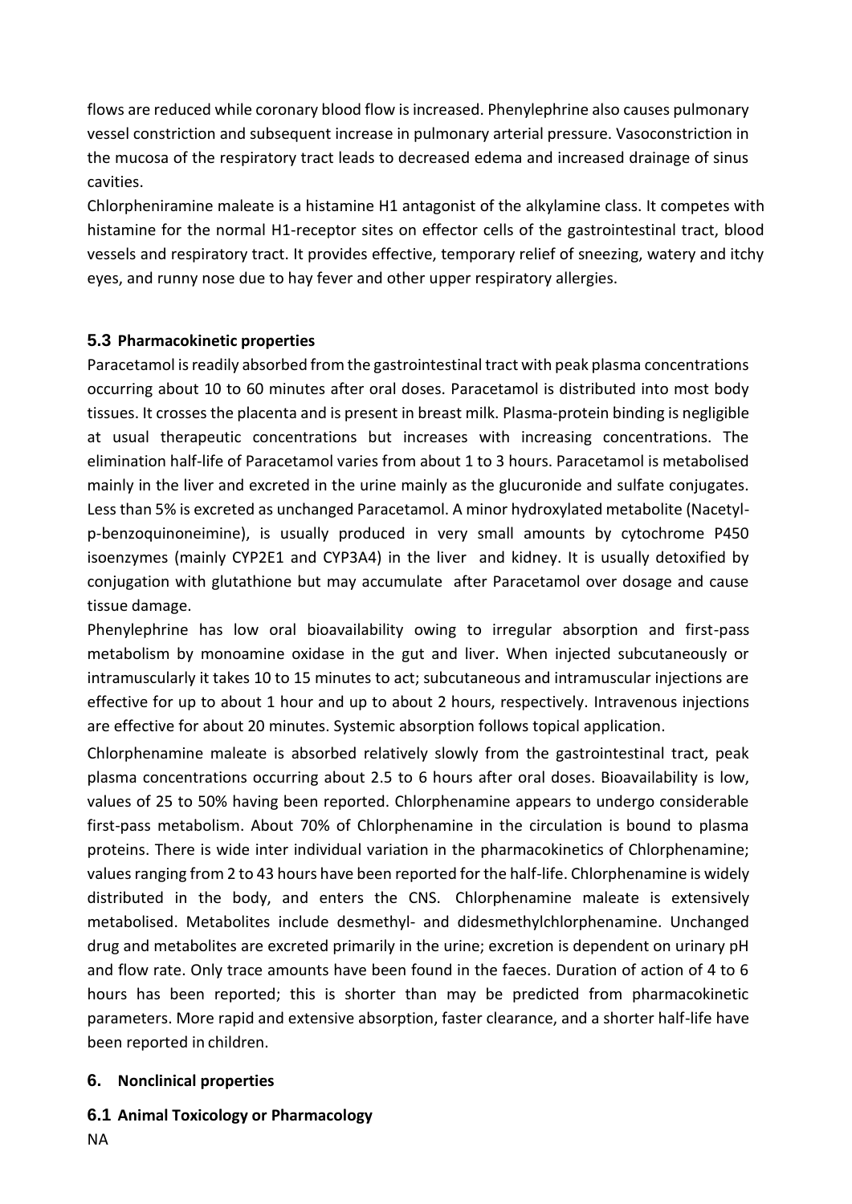flows are reduced while coronary blood flow is increased. Phenylephrine also causes pulmonary vessel constriction and subsequent increase in pulmonary arterial pressure. Vasoconstriction in the mucosa of the respiratory tract leads to decreased edema and increased drainage of sinus cavities.

Chlorpheniramine maleate is a histamine H1 antagonist of the alkylamine class. It competes with histamine for the normal H1-receptor sites on effector cells of the gastrointestinal tract, blood vessels and respiratory tract. It provides effective, temporary relief of sneezing, watery and itchy eyes, and runny nose due to hay fever and other upper respiratory allergies.

### 5.3 Pharmacokinetic properties

Paracetamol is readily absorbed from the gastrointestinal tract with peak plasma concentrations occurring about 10 to 60 minutes after oral doses. Paracetamol is distributed into most body tissues. It crosses the placenta and is present in breast milk. Plasma-protein binding is negligible at usual therapeutic concentrations but increases with increasing concentrations. The elimination half-life of Paracetamol varies from about 1 to 3 hours. Paracetamol is metabolised mainly in the liver and excreted in the urine mainly as the glucuronide and sulfate conjugates. Less than 5% is excreted as unchanged Paracetamol. A minor hydroxylated metabolite (Nacetyl-p-benzoquinoneimine), is usually produced in very small amounts by cytochrome P450 isoenzymes (mainly CYP2E1 and CYP3A4) in the liver and kidney. It is usually detoxified by conjugation with glutathione but may accumulate after Paracetamol over dosage and cause tissue damage.

Phenylephrine has low oral bioavailability owing to irregular absorption and first-pass metabolism by monoamine oxidase in the gut and liver. When injected subcutaneously or intramuscularly it takes 10 to 15 minutes to act; subcutaneous and intramuscular injections are effective for up to about 1 hour and up to about 2 hours, respectively. Intravenous injections are effective for about 20 minutes. Systemic absorption follows topical application.

Chlorphenamine maleate is absorbed relatively slowly from the gastrointestinal tract, peak plasma concentrations occurring about 2.5 to 6 hours after oral doses. Bioavailability is low, values of 25 to 50% having been reported. Chlorphenamine appears to undergo considerable first-pass metabolism. About 70% of Chlorphenamine in the circulation is bound to plasma proteins. There is wide inter individual variation in the pharmacokinetics of Chlorphenamine; values ranging from 2 to 43 hours have been reported for the half-life. Chlorphenamine is widely distributed in the body, and enters the CNS. Chlorphenamine maleate is extensively metabolised. Metabolites include desmethyl- and didesmethylchlorphenamine. Unchanged drug and metabolites are excreted primarily in the urine; excretion is dependent on urinary pH and flow rate. Only trace amounts have been found in the faeces. Duration of action of 4 to 6 hours has been reported; this is shorter than may be predicted from pharmacokinetic parameters. More rapid and extensive absorption, faster clearance, and a shorter half-life have been reported in children.

## 6. Nonclinical properties

### 6.1 Animal Toxicology or Pharmacology

NA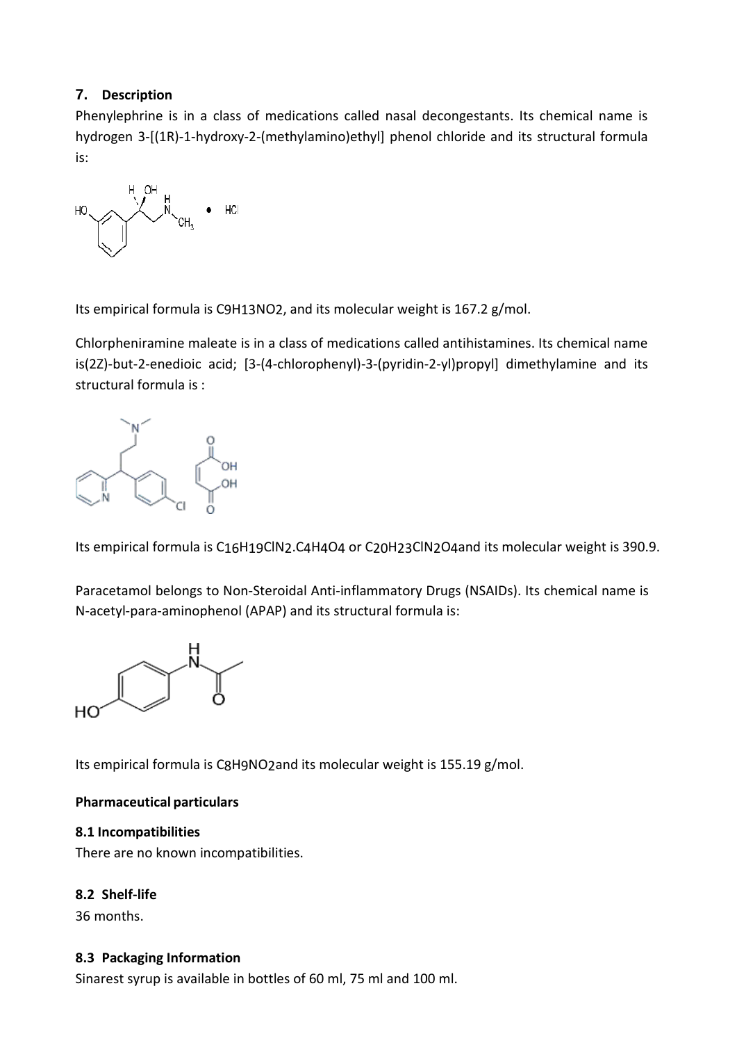## 7. Description

Phenylephrine is in a class of medications called nasal decongestants. Its chemical name is hydrogen 3-[(1R)-1-hydroxy-2-(methylamino)ethyl] phenol chloride and its structural formula is:

Its empirical formula is $C_9H_{13}NO_2$, and its molecular weight is 167.2 g/mol.

Chlorpheniramine maleate is in a class of medications called antihistamines. Its chemical name is(2Z)-but-2-enedioic acid; [3-(4-chlorophenyl)-3-(pyridin-2-yl)propyl] dimethylamine and its structural formula is :

Its empirical formula is $C_{16}H_{19}ClN_2.C_4H_4O_4$ or $C_{20}H_{23}ClN_2O_4$ and its molecular weight is 390.9.

Paracetamol belongs to Non-Steroidal Anti-inflammatory Drugs (NSAIDs). Its chemical name is N-acetyl-para-aminophenol (APAP) and its structural formula is:

Its empirical formula is $C_8H_9NO_2$ and its molecular weight is 155.19 g/mol.

**Pharmaceutical particulars**

### 8.1 Incompatibilities

There are no known incompatibilities.

### 8.2 Shelf-life

36 months.

### 8.3 Packaging Information

Sinarest syrup is available in bottles of 60 ml, 75 ml and 100 ml.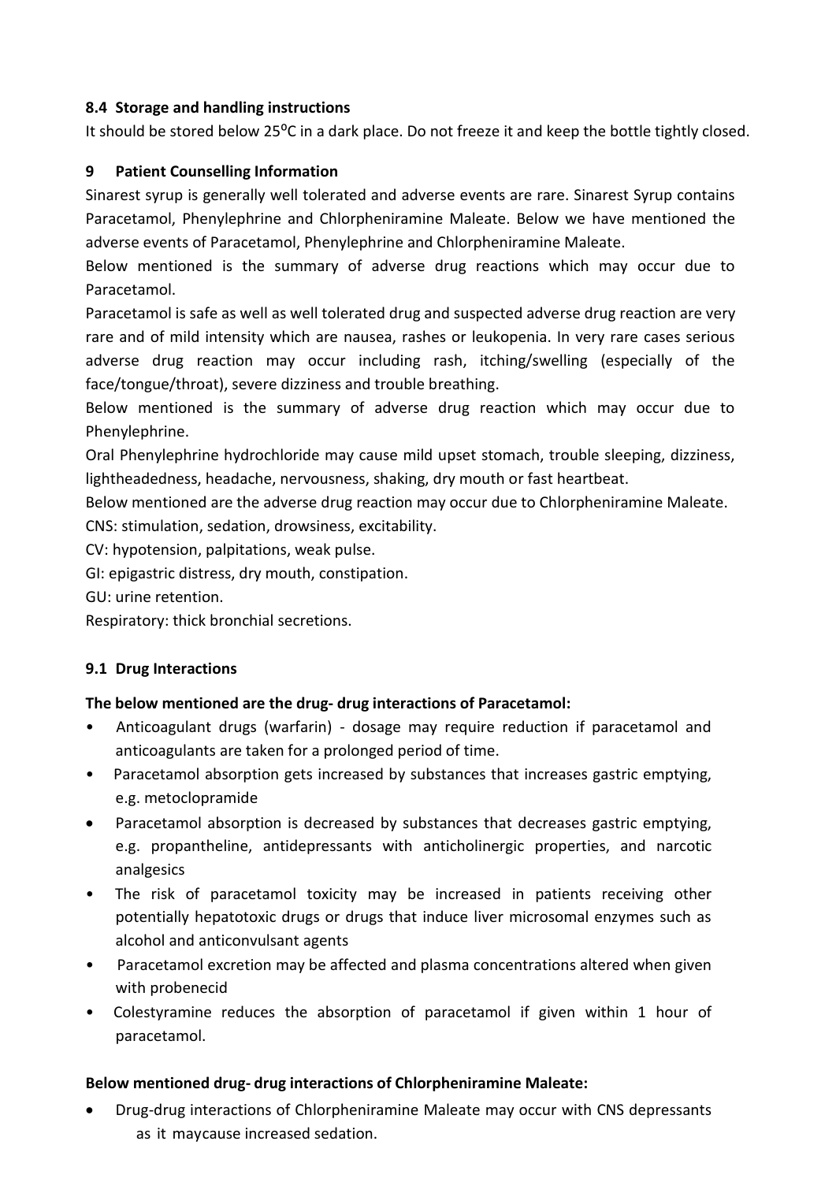### 8.4 Storage and handling instructions

It should be stored below 25$^{o}$C in a dark place. Do not freeze it and keep the bottle tightly closed.

## 9 Patient Counselling Information

Sinarest syrup is generally well tolerated and adverse events are rare. Sinarest Syrup contains Paracetamol, Phenylephrine and Chlorpheniramine Maleate. Below we have mentioned the adverse events of Paracetamol, Phenylephrine and Chlorpheniramine Maleate.

Below mentioned is the summary of adverse drug reactions which may occur due to Paracetamol.

Paracetamol is safe as well as well tolerated drug and suspected adverse drug reaction are very rare and of mild intensity which are nausea, rashes or leukopenia. In very rare cases serious adverse drug reaction may occur including rash, itching/swelling (especially of the face/tongue/throat), severe dizziness and trouble breathing.

Below mentioned is the summary of adverse drug reaction which may occur due to Phenylephrine.

Oral Phenylephrine hydrochloride may cause mild upset stomach, trouble sleeping, dizziness, lightheadedness, headache, nervousness, shaking, dry mouth or fast heartbeat.

Below mentioned are the adverse drug reaction may occur due to Chlorpheniramine Maleate.

CNS: stimulation, sedation, drowsiness, excitability.

CV: hypotension, palpitations, weak pulse.

GI: epigastric distress, dry mouth, constipation.

GU: urine retention.

Respiratory: thick bronchial secretions.

### 9.1 Drug Interactions

**The below mentioned are the drug- drug interactions of Paracetamol:**

- Anticoagulant drugs (warfarin) - dosage may require reduction if paracetamol and anticoagulants are taken for a prolonged period of time.
- Paracetamol absorption gets increased by substances that increases gastric emptying, e.g. metoclopramide
- Paracetamol absorption is decreased by substances that decreases gastric emptying, e.g. propantheline, antidepressants with anticholinergic properties, and narcotic analgesics
- The risk of paracetamol toxicity may be increased in patients receiving other potentially hepatotoxic drugs or drugs that induce liver microsomal enzymes such as alcohol and anticonvulsant agents
- Paracetamol excretion may be affected and plasma concentrations altered when given with probenecid
- Colestyramine reduces the absorption of paracetamol if given within 1 hour of paracetamol.

**Below mentioned drug- drug interactions of Chlorpheniramine Maleate:**

- Drug-drug interactions of Chlorpheniramine Maleate may occur with CNS depressants as it maycause increased sedation.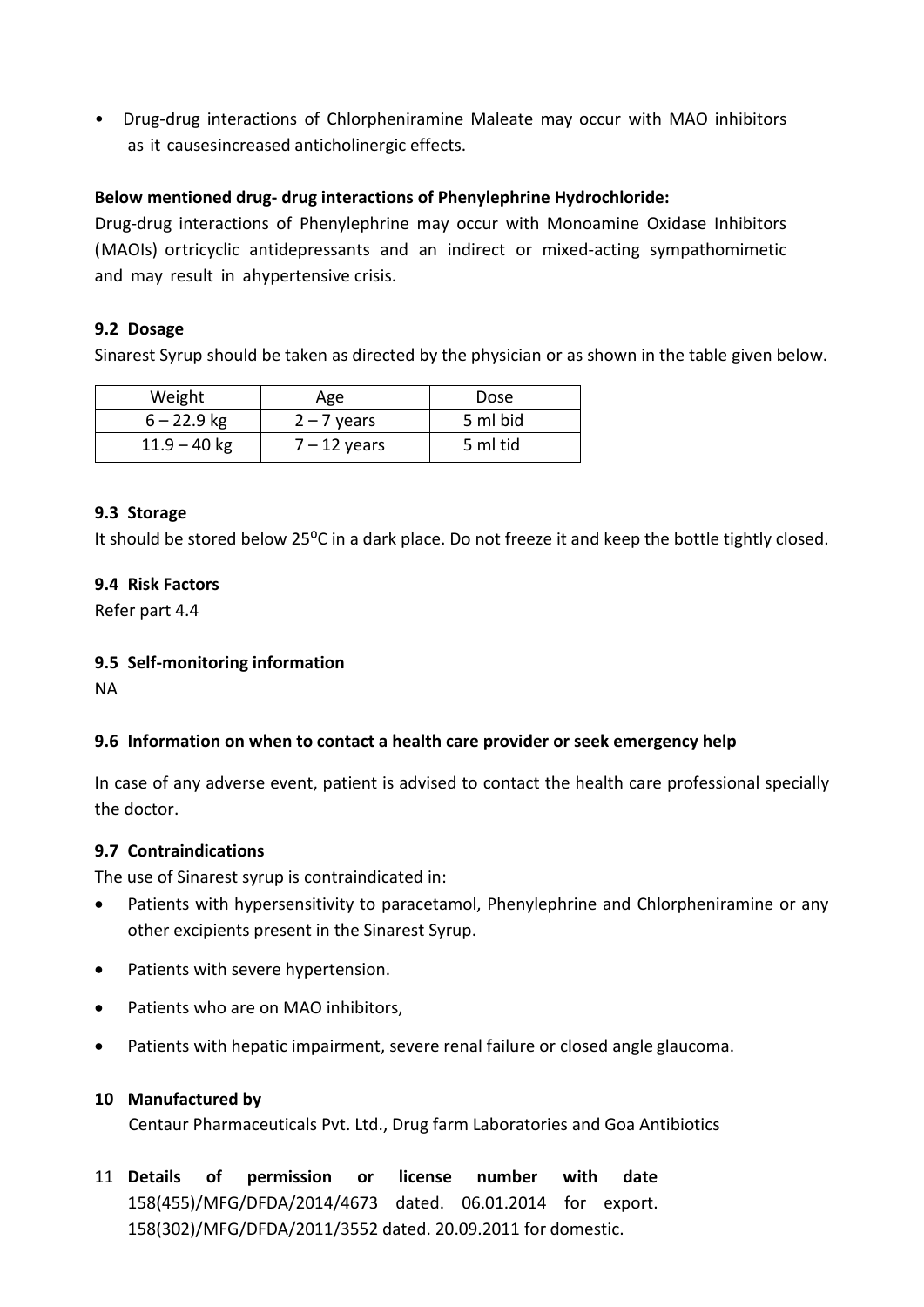- Drug-drug interactions of Chlorpheniramine Maleate may occur with MAO inhibitors as it causesincreased anticholinergic effects.

**Below mentioned drug- drug interactions of Phenylephrine Hydrochloride:**

Drug-drug interactions of Phenylephrine may occur with Monoamine Oxidase Inhibitors (MAOIs) ortricyclic antidepressants and an indirect or mixed-acting sympathomimetic and may result in ahypertensive crisis.

### 9.2 Dosage

Sinarest Syrup should be taken as directed by the physician or as shown in the table given below.

| Weight | Age | Dose |
|---|---|---|
| 6 – 22.9 kg | 2 – 7 years | 5 ml bid |
| 11.9 – 40 kg | 7 – 12 years | 5 ml tid |

### 9.3 Storage

It should be stored below 25$^{o}$C in a dark place. Do not freeze it and keep the bottle tightly closed.

### 9.4 Risk Factors

Refer part 4.4

### 9.5 Self-monitoring information

NA

### 9.6 Information on when to contact a health care provider or seek emergency help

In case of any adverse event, patient is advised to contact the health care professional specially the doctor.

### 9.7 Contraindications

The use of Sinarest syrup is contraindicated in:

- Patients with hypersensitivity to paracetamol, Phenylephrine and Chlorpheniramine or any other excipients present in the Sinarest Syrup.
- Patients with severe hypertension.
- Patients who are on MAO inhibitors,
- Patients with hepatic impairment, severe renal failure or closed angle glaucoma.

## 10 Manufactured by

Centaur Pharmaceuticals Pvt. Ltd., Drug farm Laboratories and Goa Antibiotics

## 11 Details of permission or license number with date

158(455)/MFG/DFDA/2014/4673 dated. 06.01.2014 for export.
158(302)/MFG/DFDA/2011/3552 dated. 20.09.2011 for domestic.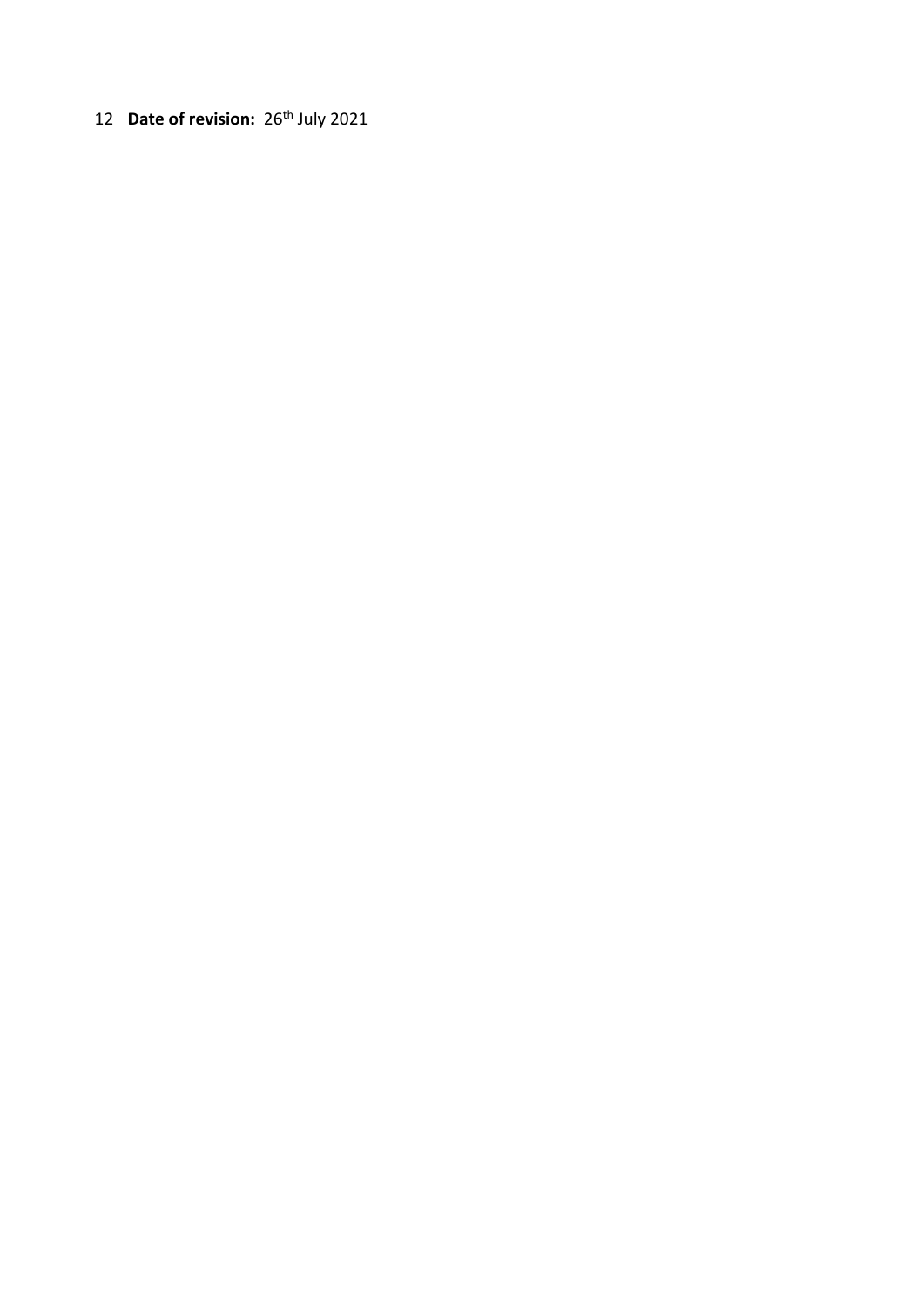**12 Date of revision:** 26th July 2021